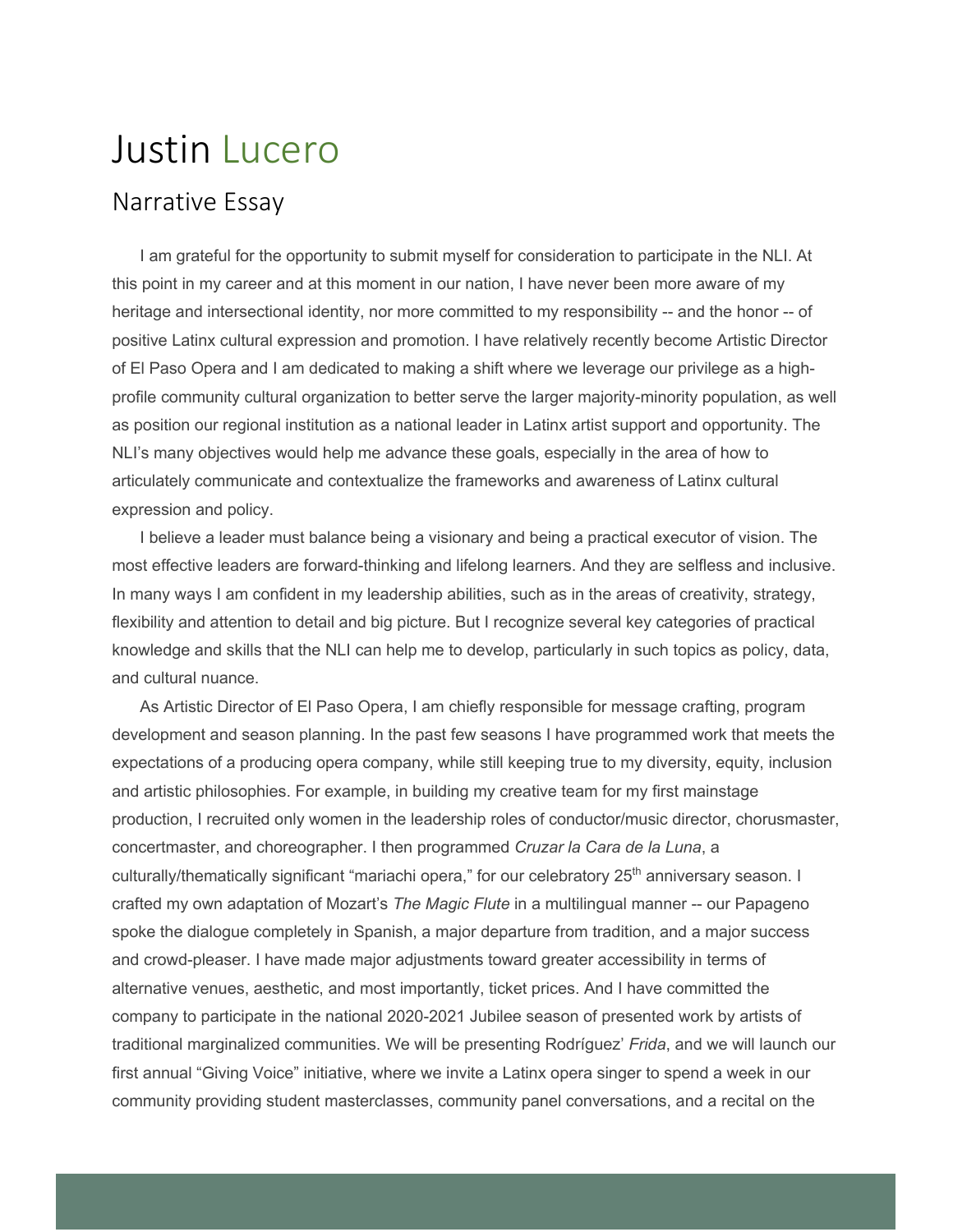# Justin Lucero

## Narrative Essay

I am grateful for the opportunity to submit myself for consideration to participate in the NLI. At this point in my career and at this moment in our nation, I have never been more aware of my heritage and intersectional identity, nor more committed to my responsibility -- and the honor -- of positive Latinx cultural expression and promotion. I have relatively recently become Artistic Director of El Paso Opera and I am dedicated to making a shift where we leverage our privilege as a high-profile community cultural organization to better serve the larger majority-minority population, as well as position our regional institution as a national leader in Latinx artist support and opportunity. The NLI's many objectives would help me advance these goals, especially in the area of how to articulately communicate and contextualize the frameworks and awareness of Latinx cultural expression and policy.

I believe a leader must balance being a visionary and being a practical executor of vision. The most effective leaders are forward-thinking and lifelong learners. And they are selfless and inclusive. In many ways I am confident in my leadership abilities, such as in the areas of creativity, strategy, flexibility and attention to detail and big picture. But I recognize several key categories of practical knowledge and skills that the NLI can help me to develop, particularly in such topics as policy, data, and cultural nuance.

As Artistic Director of El Paso Opera, I am chiefly responsible for message crafting, program development and season planning. In the past few seasons I have programmed work that meets the expectations of a producing opera company, while still keeping true to my diversity, equity, inclusion and artistic philosophies. For example, in building my creative team for my first mainstage production, I recruited only women in the leadership roles of conductor/music director, chorusmaster, concertmaster, and choreographer. I then programmed *Cruzar la Cara de la Luna*, a culturally/thematically significant "mariachi opera," for our celebratory 25th anniversary season. I crafted my own adaptation of Mozart's *The Magic Flute* in a multilingual manner -- our Papageno spoke the dialogue completely in Spanish, a major departure from tradition, and a major success and crowd-pleaser. I have made major adjustments toward greater accessibility in terms of alternative venues, aesthetic, and most importantly, ticket prices. And I have committed the company to participate in the national 2020-2021 Jubilee season of presented work by artists of traditional marginalized communities. We will be presenting Rodríguez' *Frida*, and we will launch our first annual "Giving Voice" initiative, where we invite a Latinx opera singer to spend a week in our community providing student masterclasses, community panel conversations, and a recital on the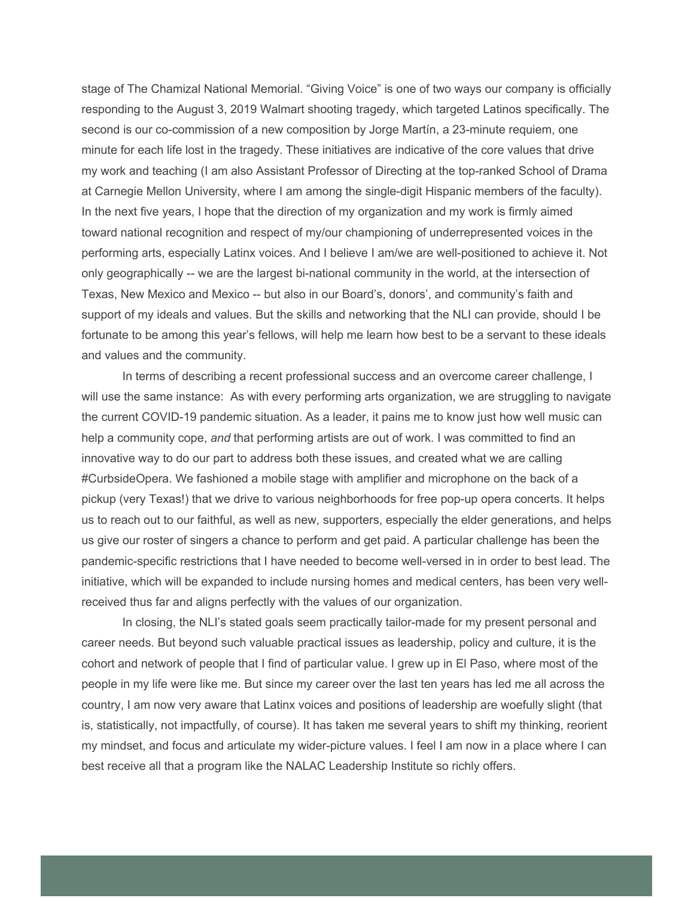stage of The Chamizal National Memorial. "Giving Voice" is one of two ways our company is officially responding to the August 3, 2019 Walmart shooting tragedy, which targeted Latinos specifically. The second is our co-commission of a new composition by Jorge Martín, a 23-minute requiem, one minute for each life lost in the tragedy. These initiatives are indicative of the core values that drive my work and teaching (I am also Assistant Professor of Directing at the top-ranked School of Drama at Carnegie Mellon University, where I am among the single-digit Hispanic members of the faculty). In the next five years, I hope that the direction of my organization and my work is firmly aimed toward national recognition and respect of my/our championing of underrepresented voices in the performing arts, especially Latinx voices. And I believe I am/we are well-positioned to achieve it. Not only geographically -- we are the largest bi-national community in the world, at the intersection of Texas, New Mexico and Mexico -- but also in our Board's, donors', and community's faith and support of my ideals and values. But the skills and networking that the NLI can provide, should I be fortunate to be among this year's fellows, will help me learn how best to be a servant to these ideals and values and the community.

In terms of describing a recent professional success and an overcome career challenge, I will use the same instance: As with every performing arts organization, we are struggling to navigate the current COVID-19 pandemic situation. As a leader, it pains me to know just how well music can help a community cope, *and* that performing artists are out of work. I was committed to find an innovative way to do our part to address both these issues, and created what we are calling #CurbsideOpera. We fashioned a mobile stage with amplifier and microphone on the back of a pickup (very Texas!) that we drive to various neighborhoods for free pop-up opera concerts. It helps us to reach out to our faithful, as well as new, supporters, especially the elder generations, and helps us give our roster of singers a chance to perform and get paid. A particular challenge has been the pandemic-specific restrictions that I have needed to become well-versed in in order to best lead. The initiative, which will be expanded to include nursing homes and medical centers, has been very well-received thus far and aligns perfectly with the values of our organization.

In closing, the NLI's stated goals seem practically tailor-made for my present personal and career needs. But beyond such valuable practical issues as leadership, policy and culture, it is the cohort and network of people that I find of particular value. I grew up in El Paso, where most of the people in my life were like me. But since my career over the last ten years has led me all across the country, I am now very aware that Latinx voices and positions of leadership are woefully slight (that is, statistically, not impactfully, of course). It has taken me several years to shift my thinking, reorient my mindset, and focus and articulate my wider-picture values. I feel I am now in a place where I can best receive all that a program like the NALAC Leadership Institute so richly offers.